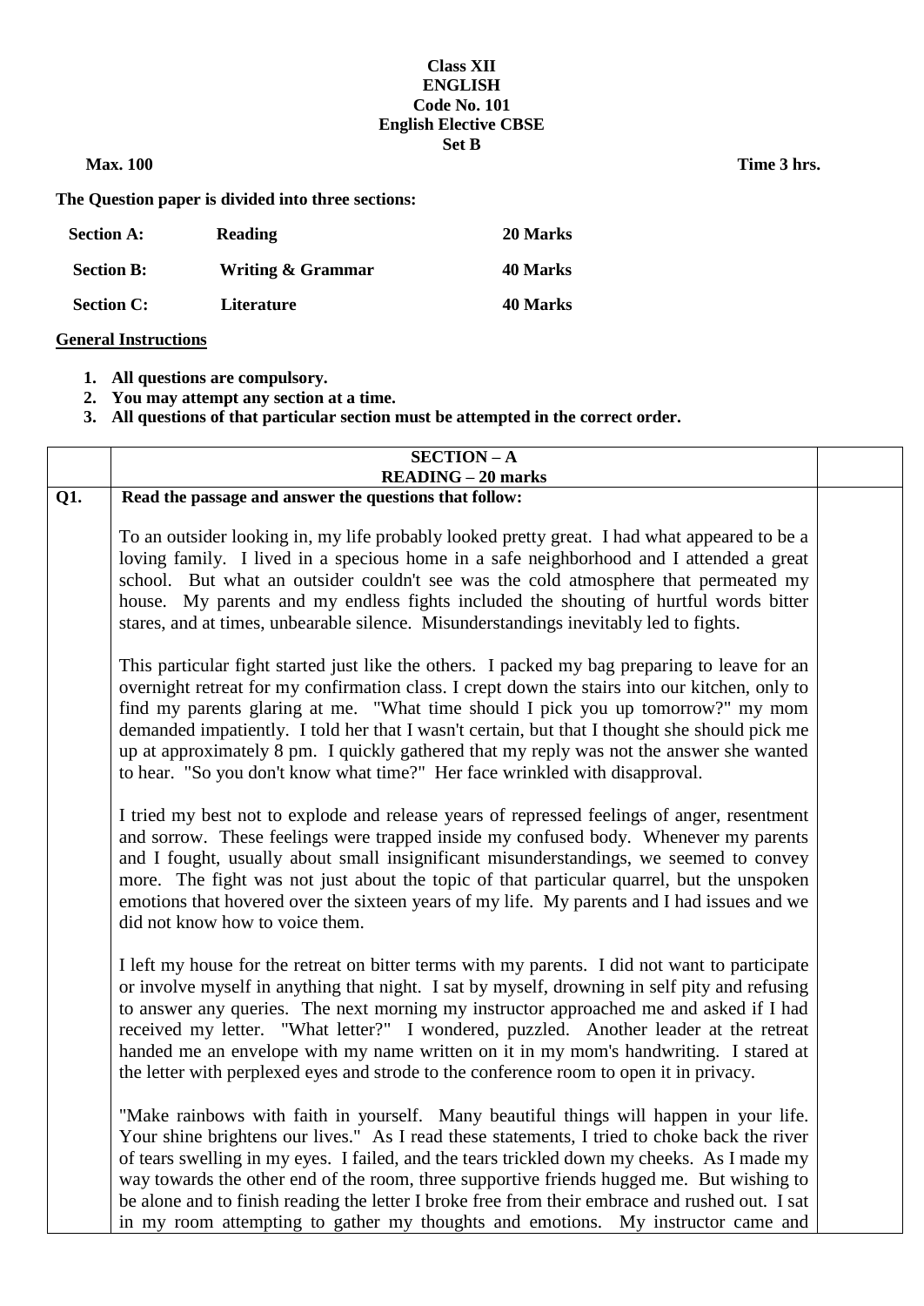**Class XII**
**ENGLISH**
**Code No. 101**
**English Elective CBSE**
**Set B**

**Max. 100** **Time 3 hrs.**

**The Question paper is divided into three sections:**

| | | |
|---|---|---|
| **Section A:** | **Reading** | **20 Marks** |
| **Section B:** | **Writing & Grammar** | **40 Marks** |
| **Section C:** | **Literature** | **40 Marks** |

**General Instructions**

1. **All questions are compulsory.**
2. **You may attempt any section at a time.**
3. **All questions of that particular section must be attempted in the correct order.**

## SECTION – A
## READING – 20 marks

**Q1. Read the passage and answer the questions that follow:**

To an outsider looking in, my life probably looked pretty great. I had what appeared to be a loving family. I lived in a specious home in a safe neighborhood and I attended a great school. But what an outsider couldn't see was the cold atmosphere that permeated my house. My parents and my endless fights included the shouting of hurtful words bitter stares, and at times, unbearable silence. Misunderstandings inevitably led to fights.

This particular fight started just like the others. I packed my bag preparing to leave for an overnight retreat for my confirmation class. I crept down the stairs into our kitchen, only to find my parents glaring at me. "What time should I pick you up tomorrow?" my mom demanded impatiently. I told her that I wasn't certain, but that I thought she should pick me up at approximately 8 pm. I quickly gathered that my reply was not the answer she wanted to hear. "So you don't know what time?" Her face wrinkled with disapproval.

I tried my best not to explode and release years of repressed feelings of anger, resentment and sorrow. These feelings were trapped inside my confused body. Whenever my parents and I fought, usually about small insignificant misunderstandings, we seemed to convey more. The fight was not just about the topic of that particular quarrel, but the unspoken emotions that hovered over the sixteen years of my life. My parents and I had issues and we did not know how to voice them.

I left my house for the retreat on bitter terms with my parents. I did not want to participate or involve myself in anything that night. I sat by myself, drowning in self pity and refusing to answer any queries. The next morning my instructor approached me and asked if I had received my letter. "What letter?" I wondered, puzzled. Another leader at the retreat handed me an envelope with my name written on it in my mom's handwriting. I stared at the letter with perplexed eyes and strode to the conference room to open it in privacy.

"Make rainbows with faith in yourself. Many beautiful things will happen in your life. Your shine brightens our lives." As I read these statements, I tried to choke back the river of tears swelling in my eyes. I failed, and the tears trickled down my cheeks. As I made my way towards the other end of the room, three supportive friends hugged me. But wishing to be alone and to finish reading the letter I broke free from their embrace and rushed out. I sat in my room attempting to gather my thoughts and emotions. My instructor came and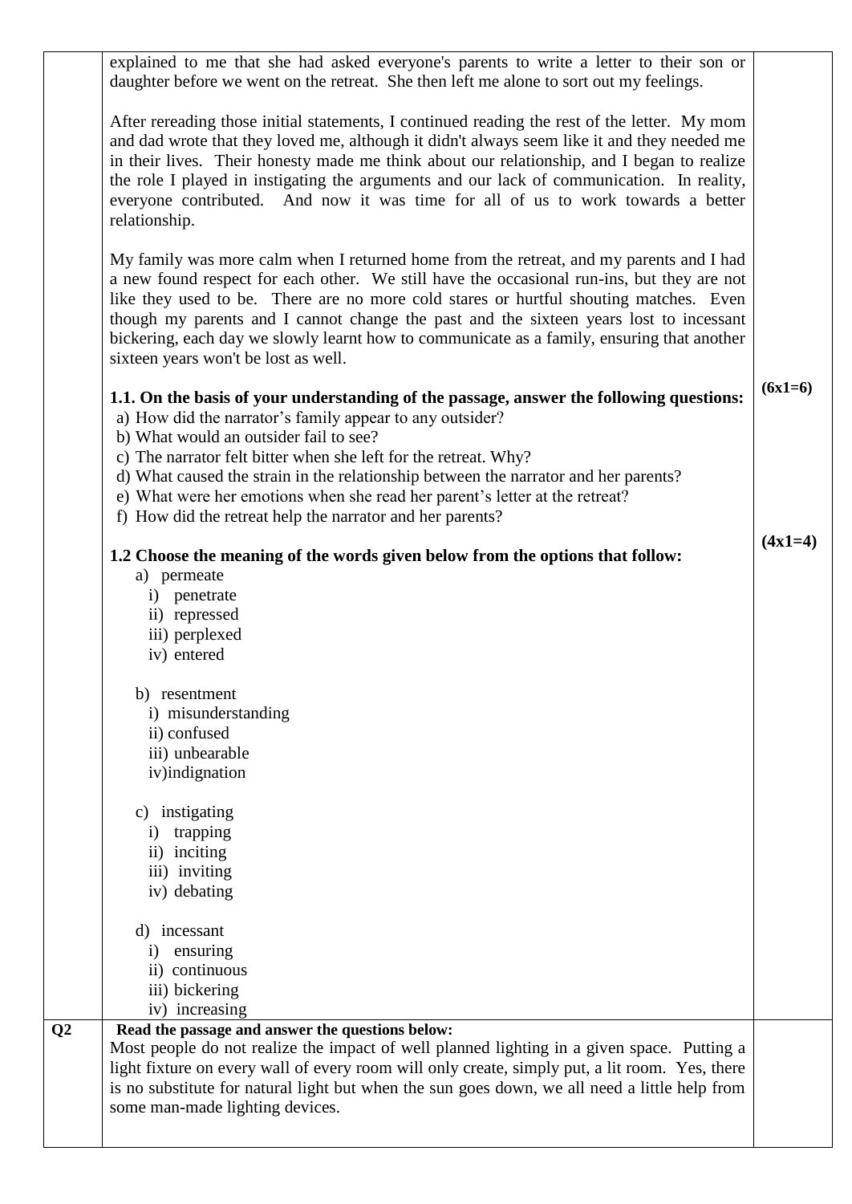explained to me that she had asked everyone's parents to write a letter to their son or daughter before we went on the retreat. She then left me alone to sort out my feelings.

After rereading those initial statements, I continued reading the rest of the letter. My mom and dad wrote that they loved me, although it didn't always seem like it and they needed me in their lives. Their honesty made me think about our relationship, and I began to realize the role I played in instigating the arguments and our lack of communication. In reality, everyone contributed. And now it was time for all of us to work towards a better relationship.

My family was more calm when I returned home from the retreat, and my parents and I had a new found respect for each other. We still have the occasional run-ins, but they are not like they used to be. There are no more cold stares or hurtful shouting matches. Even though my parents and I cannot change the past and the sixteen years lost to incessant bickering, each day we slowly learnt how to communicate as a family, ensuring that another sixteen years won't be lost as well.

**1.1. On the basis of your understanding of the passage, answer the following questions:** **(6x1=6)**

a) How did the narrator's family appear to any outsider?
b) What would an outsider fail to see?
c) The narrator felt bitter when she left for the retreat. Why?
d) What caused the strain in the relationship between the narrator and her parents?
e) What were her emotions when she read her parent's letter at the retreat?
f) How did the retreat help the narrator and her parents?

**1.2 Choose the meaning of the words given below from the options that follow:** **(4x1=4)**

a) permeate
   i) penetrate
   ii) repressed
   iii) perplexed
   iv) entered

b) resentment
   i) misunderstanding
   ii) confused
   iii) unbearable
   iv) indignation

c) instigating
   i) trapping
   ii) inciting
   iii) inviting
   iv) debating

d) incessant
   i) ensuring
   ii) continuous
   iii) bickering
   iv) increasing

**Q2** **Read the passage and answer the questions below:**

Most people do not realize the impact of well planned lighting in a given space. Putting a light fixture on every wall of every room will only create, simply put, a lit room. Yes, there is no substitute for natural light but when the sun goes down, we all need a little help from some man-made lighting devices.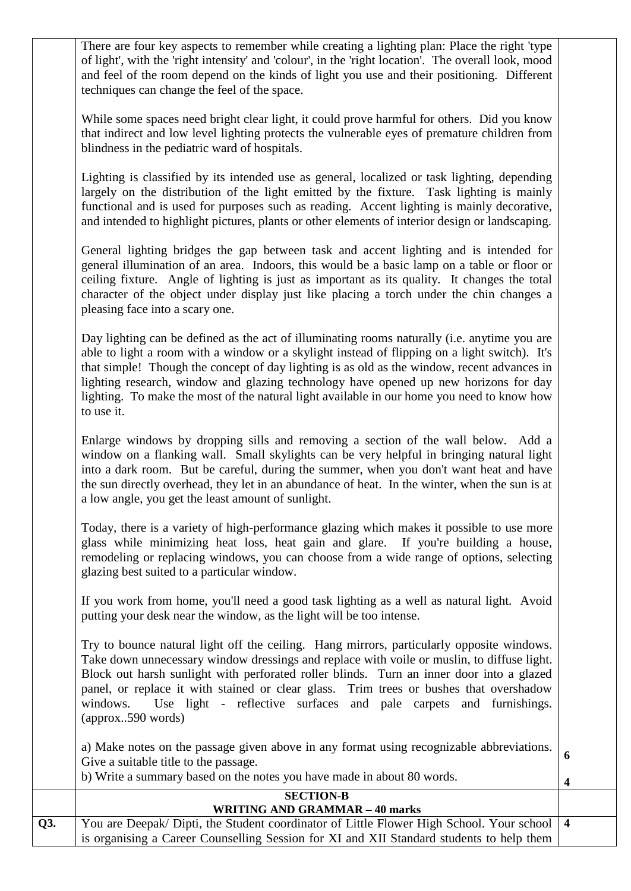There are four key aspects to remember while creating a lighting plan: Place the right 'type of light', with the 'right intensity' and 'colour', in the 'right location'. The overall look, mood and feel of the room depend on the kinds of light you use and their positioning. Different techniques can change the feel of the space.

While some spaces need bright clear light, it could prove harmful for others. Did you know that indirect and low level lighting protects the vulnerable eyes of premature children from blindness in the pediatric ward of hospitals.

Lighting is classified by its intended use as general, localized or task lighting, depending largely on the distribution of the light emitted by the fixture. Task lighting is mainly functional and is used for purposes such as reading. Accent lighting is mainly decorative, and intended to highlight pictures, plants or other elements of interior design or landscaping.

General lighting bridges the gap between task and accent lighting and is intended for general illumination of an area. Indoors, this would be a basic lamp on a table or floor or ceiling fixture. Angle of lighting is just as important as its quality. It changes the total character of the object under display just like placing a torch under the chin changes a pleasing face into a scary one.

Day lighting can be defined as the act of illuminating rooms naturally (i.e. anytime you are able to light a room with a window or a skylight instead of flipping on a light switch). It's that simple! Though the concept of day lighting is as old as the window, recent advances in lighting research, window and glazing technology have opened up new horizons for day lighting. To make the most of the natural light available in our home you need to know how to use it.

Enlarge windows by dropping sills and removing a section of the wall below. Add a window on a flanking wall. Small skylights can be very helpful in bringing natural light into a dark room. But be careful, during the summer, when you don't want heat and have the sun directly overhead, they let in an abundance of heat. In the winter, when the sun is at a low angle, you get the least amount of sunlight.

Today, there is a variety of high-performance glazing which makes it possible to use more glass while minimizing heat loss, heat gain and glare. If you're building a house, remodeling or replacing windows, you can choose from a wide range of options, selecting glazing best suited to a particular window.

If you work from home, you'll need a good task lighting as a well as natural light. Avoid putting your desk near the window, as the light will be too intense.

Try to bounce natural light off the ceiling. Hang mirrors, particularly opposite windows. Take down unnecessary window dressings and replace with voile or muslin, to diffuse light. Block out harsh sunlight with perforated roller blinds. Turn an inner door into a glazed panel, or replace it with stained or clear glass. Trim trees or bushes that overshadow windows. Use light - reflective surfaces and pale carpets and furnishings. (approx..590 words)

a) Make notes on the passage given above in any format using recognizable abbreviations. Give a suitable title to the passage. **6**

b) Write a summary based on the notes you have made in about 80 words. **4**

## SECTION-B
## WRITING AND GRAMMAR – 40 marks

**Q3.** You are Deepak/ Dipti, the Student coordinator of Little Flower High School. Your school is organising a Career Counselling Session for XI and XII Standard students to help them **4**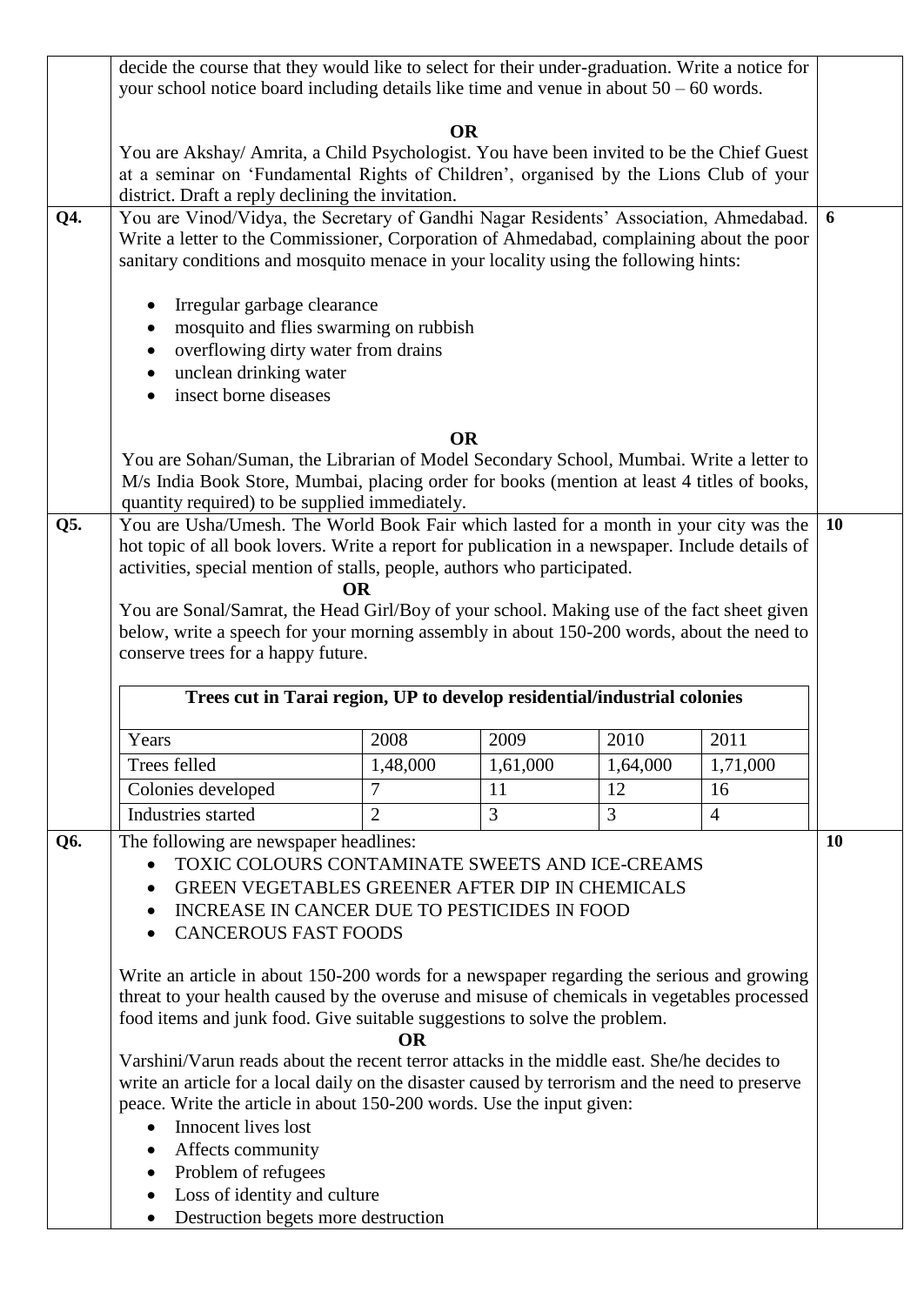decide the course that they would like to select for their under-graduation. Write a notice for your school notice board including details like time and venue in about 50 – 60 words.

**OR**

You are Akshay/ Amrita, a Child Psychologist. You have been invited to be the Chief Guest at a seminar on 'Fundamental Rights of Children', organised by the Lions Club of your district. Draft a reply declining the invitation.

**Q4.** You are Vinod/Vidya, the Secretary of Gandhi Nagar Residents' Association, Ahmedabad. Write a letter to the Commissioner, Corporation of Ahmedabad, complaining about the poor sanitary conditions and mosquito menace in your locality using the following hints: **6**

- Irregular garbage clearance
- mosquito and flies swarming on rubbish
- overflowing dirty water from drains
- unclean drinking water
- insect borne diseases

**OR**

You are Sohan/Suman, the Librarian of Model Secondary School, Mumbai. Write a letter to M/s India Book Store, Mumbai, placing order for books (mention at least 4 titles of books, quantity required) to be supplied immediately.

**Q5.** You are Usha/Umesh. The World Book Fair which lasted for a month in your city was the hot topic of all book lovers. Write a report for publication in a newspaper. Include details of activities, special mention of stalls, people, authors who participated. **10**

**OR**

You are Sonal/Samrat, the Head Girl/Boy of your school. Making use of the fact sheet given below, write a speech for your morning assembly in about 150-200 words, about the need to conserve trees for a happy future.

**Trees cut in Tarai region, UP to develop residential/industrial colonies**

| Years | 2008 | 2009 | 2010 | 2011 |
|---|---|---|---|---|
| Trees felled | 1,48,000 | 1,61,000 | 1,64,000 | 1,71,000 |
| Colonies developed | 7 | 11 | 12 | 16 |
| Industries started | 2 | 3 | 3 | 4 |

**Q6.** The following are newspaper headlines: **10**

- TOXIC COLOURS CONTAMINATE SWEETS AND ICE-CREAMS
- GREEN VEGETABLES GREENER AFTER DIP IN CHEMICALS
- INCREASE IN CANCER DUE TO PESTICIDES IN FOOD
- CANCEROUS FAST FOODS

Write an article in about 150-200 words for a newspaper regarding the serious and growing threat to your health caused by the overuse and misuse of chemicals in vegetables processed food items and junk food. Give suitable suggestions to solve the problem.

**OR**

Varshini/Varun reads about the recent terror attacks in the middle east. She/he decides to write an article for a local daily on the disaster caused by terrorism and the need to preserve peace. Write the article in about 150-200 words. Use the input given:

- Innocent lives lost
- Affects community
- Problem of refugees
- Loss of identity and culture
- Destruction begets more destruction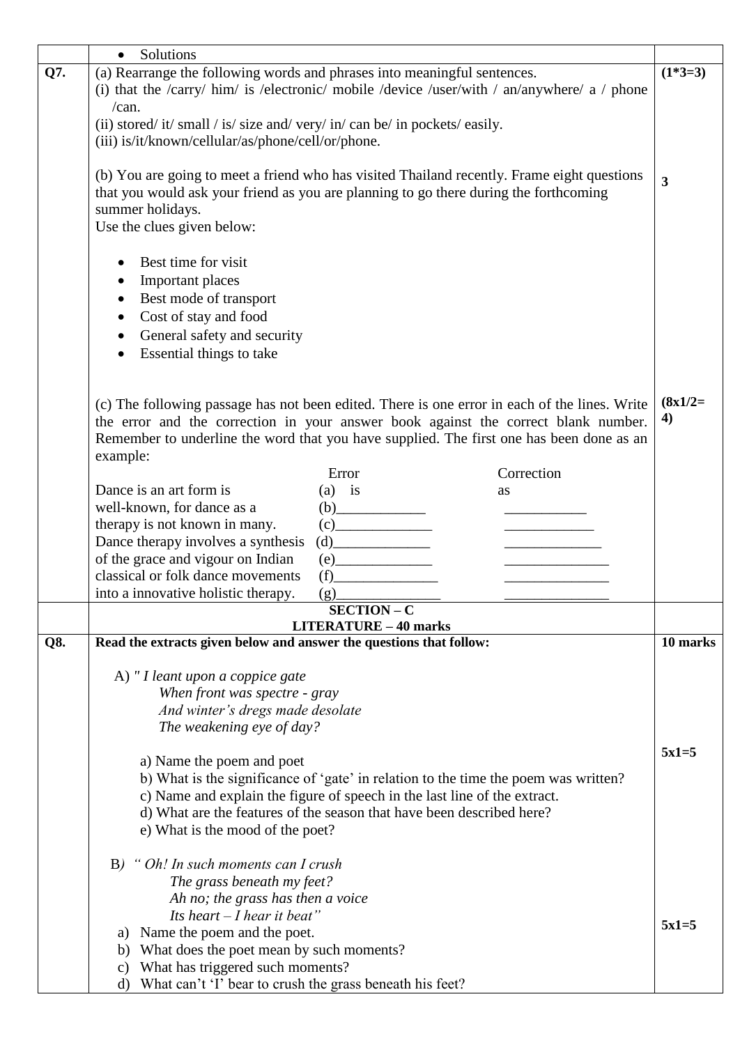- Solutions

**Q7.** (a) Rearrange the following words and phrases into meaningful sentences. **(1*3=3)**

(i) that the /carry/ him/ is /electronic/ mobile /device /user/with / an/anywhere/ a / phone /can.

(ii) stored/ it/ small / is/ size and/ very/ in/ can be/ in pockets/ easily.

(iii) is/it/known/cellular/as/phone/cell/or/phone.

(b) You are going to meet a friend who has visited Thailand recently. Frame eight questions that you would ask your friend as you are planning to go there during the forthcoming summer holidays. **3**

Use the clues given below:

- Best time for visit
- Important places
- Best mode of transport
- Cost of stay and food
- General safety and security
- Essential things to take

(c) The following passage has not been edited. There is one error in each of the lines. Write the error and the correction in your answer book against the correct blank number. Remember to underline the word that you have supplied. The first one has been done as an example: **(8x1/2=4)**

| | Error | Correction |
|---|---|---|
| Dance is an art form is | (a) is | as |
| well-known, for dance as a | (b)____________ | ___________ |
| therapy is not known in many. | (c)_____________ | ____________ |
| Dance therapy involves a synthesis | (d)_____________ | _____________ |
| of the grace and vigour on Indian | (e)_____________ | ______________ |
| classical or folk dance movements | (f)______________ | ______________ |
| into a innovative holistic therapy. | (g)______________ | ______________ |

## SECTION – C
### LITERATURE – 40 marks

**Q8. Read the extracts given below and answer the questions that follow:** **10 marks**

A) *" I leant upon a coppice gate*
*When front was spectre - gray*
*And winter's dregs made desolate*
*The weakening eye of day?*

**5x1=5**

a) Name the poem and poet

b) What is the significance of 'gate' in relation to the time the poem was written?

c) Name and explain the figure of speech in the last line of the extract.

d) What are the features of the season that have been described here?

e) What is the mood of the poet?

B*) " Oh! In such moments can I crush*
*The grass beneath my feet?*
*Ah no; the grass has then a voice*
*Its heart – I hear it beat"*

**5x1=5**

a) Name the poem and the poet.

b) What does the poet mean by such moments?

c) What has triggered such moments?

d) What can't 'I' bear to crush the grass beneath his feet?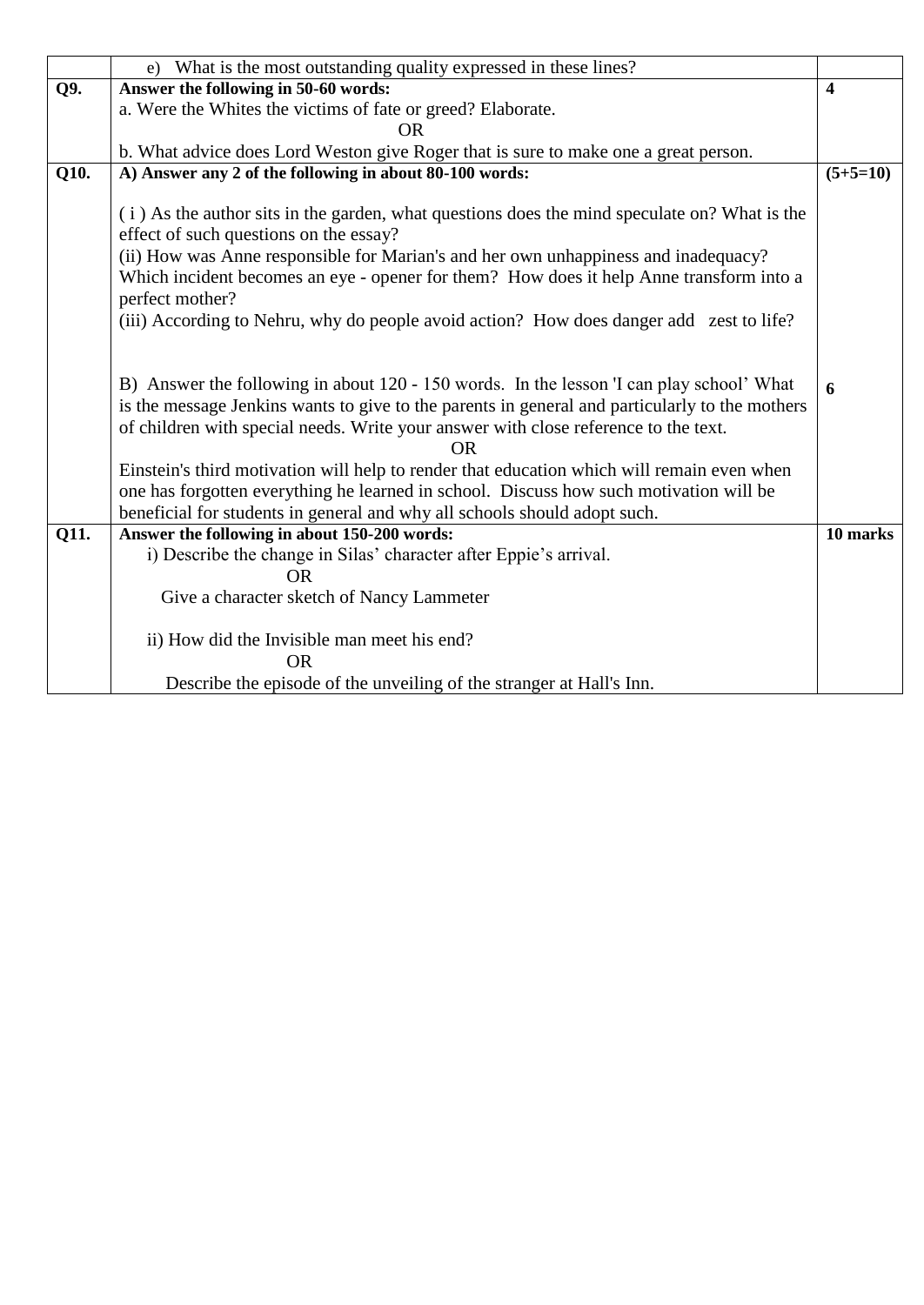| | | |
|---|---|---|
| | e) What is the most outstanding quality expressed in these lines? | |
| **Q9.** | **Answer the following in 50-60 words:**<br>a. Were the Whites the victims of fate or greed? Elaborate.<br>OR<br>b. What advice does Lord Weston give Roger that is sure to make one a great person. | **4** |
| **Q10.** | **A) Answer any 2 of the following in about 80-100 words:**<br><br>( i ) As the author sits in the garden, what questions does the mind speculate on? What is the effect of such questions on the essay?<br>(ii) How was Anne responsible for Marian's and her own unhappiness and inadequacy? Which incident becomes an eye - opener for them? How does it help Anne transform into a perfect mother?<br>(iii) According to Nehru, why do people avoid action? How does danger add zest to life? | **(5+5=10)** |
| | B) Answer the following in about 120 - 150 words. In the lesson 'I can play school' What is the message Jenkins wants to give to the parents in general and particularly to the mothers of children with special needs. Write your answer with close reference to the text.<br>OR<br>Einstein's third motivation will help to render that education which will remain even when one has forgotten everything he learned in school. Discuss how such motivation will be beneficial for students in general and why all schools should adopt such. | **6** |
| **Q11.** | **Answer the following in about 150-200 words:**<br>i) Describe the change in Silas' character after Eppie's arrival.<br>OR<br>Give a character sketch of Nancy Lammeter<br><br>ii) How did the Invisible man meet his end?<br>OR<br>Describe the episode of the unveiling of the stranger at Hall's Inn. | **10 marks** |